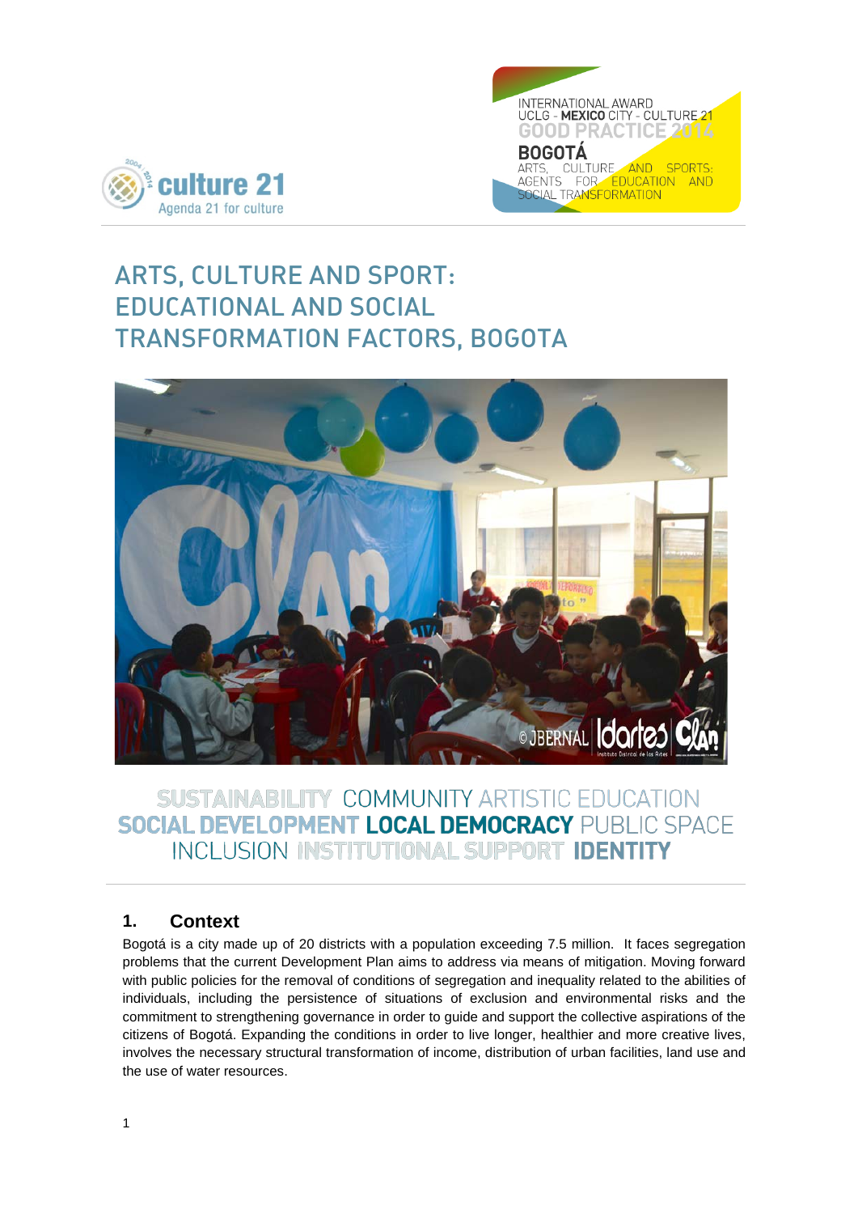culture 21
Agenda 21 for culture

INTERNATIONAL AWARD
UCLG - **MEXICO** CITY - CULTURE 21
GOOD PRACTICE 2014
**BOGOTÁ**
ARTS, CULTURE AND SPORTS: AGENTS FOR EDUCATION AND SOCIAL TRANSFORMATION

# ARTS, CULTURE AND SPORT: EDUCATIONAL AND SOCIAL TRANSFORMATION FACTORS, BOGOTA

SUSTAINABILITY COMMUNITY ARTISTIC EDUCATION **SOCIAL DEVELOPMENT LOCAL DEMOCRACY** PUBLIC SPACE INCLUSION INSTITUTIONAL SUPPORT **IDENTITY**

## 1. Context

Bogotá is a city made up of 20 districts with a population exceeding 7.5 million. It faces segregation problems that the current Development Plan aims to address via means of mitigation. Moving forward with public policies for the removal of conditions of segregation and inequality related to the abilities of individuals, including the persistence of situations of exclusion and environmental risks and the commitment to strengthening governance in order to guide and support the collective aspirations of the citizens of Bogotá. Expanding the conditions in order to live longer, healthier and more creative lives, involves the necessary structural transformation of income, distribution of urban facilities, land use and the use of water resources.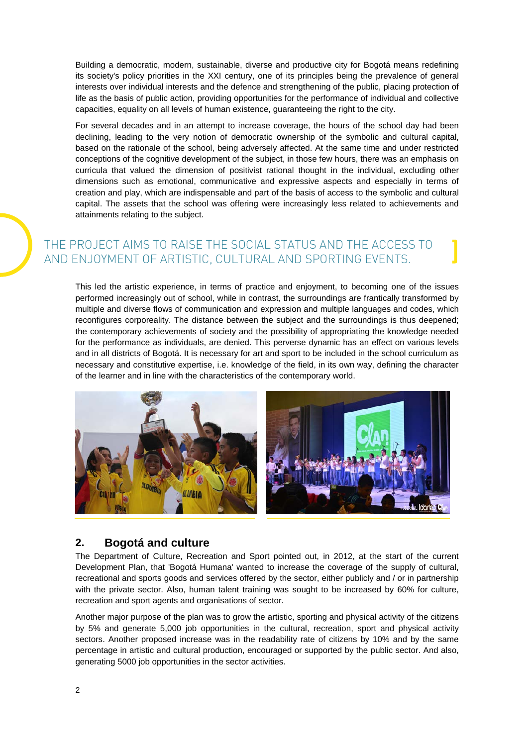Building a democratic, modern, sustainable, diverse and productive city for Bogotá means redefining its society's policy priorities in the XXI century, one of its principles being the prevalence of general interests over individual interests and the defence and strengthening of the public, placing protection of life as the basis of public action, providing opportunities for the performance of individual and collective capacities, equality on all levels of human existence, guaranteeing the right to the city.

For several decades and in an attempt to increase coverage, the hours of the school day had been declining, leading to the very notion of democratic ownership of the symbolic and cultural capital, based on the rationale of the school, being adversely affected. At the same time and under restricted conceptions of the cognitive development of the subject, in those few hours, there was an emphasis on curricula that valued the dimension of positivist rational thought in the individual, excluding other dimensions such as emotional, communicative and expressive aspects and especially in terms of creation and play, which are indispensable and part of the basis of access to the symbolic and cultural capital. The assets that the school was offering were increasingly less related to achievements and attainments relating to the subject.

THE PROJECT AIMS TO RAISE THE SOCIAL STATUS AND THE ACCESS TO AND ENJOYMENT OF ARTISTIC, CULTURAL AND SPORTING EVENTS.

This led the artistic experience, in terms of practice and enjoyment, to becoming one of the issues performed increasingly out of school, while in contrast, the surroundings are frantically transformed by multiple and diverse flows of communication and expression and multiple languages and codes, which reconfigures corporeality. The distance between the subject and the surroundings is thus deepened; the contemporary achievements of society and the possibility of appropriating the knowledge needed for the performance as individuals, are denied. This perverse dynamic has an effect on various levels and in all districts of Bogotá. It is necessary for art and sport to be included in the school curriculum as necessary and constitutive expertise, i.e. knowledge of the field, in its own way, defining the character of the learner and in line with the characteristics of the contemporary world.

## 2. Bogotá and culture

The Department of Culture, Recreation and Sport pointed out, in 2012, at the start of the current Development Plan, that 'Bogotá Humana' wanted to increase the coverage of the supply of cultural, recreational and sports goods and services offered by the sector, either publicly and / or in partnership with the private sector. Also, human talent training was sought to be increased by 60% for culture, recreation and sport agents and organisations of sector.

Another major purpose of the plan was to grow the artistic, sporting and physical activity of the citizens by 5% and generate 5,000 job opportunities in the cultural, recreation, sport and physical activity sectors. Another proposed increase was in the readability rate of citizens by 10% and by the same percentage in artistic and cultural production, encouraged or supported by the public sector. And also, generating 5000 job opportunities in the sector activities.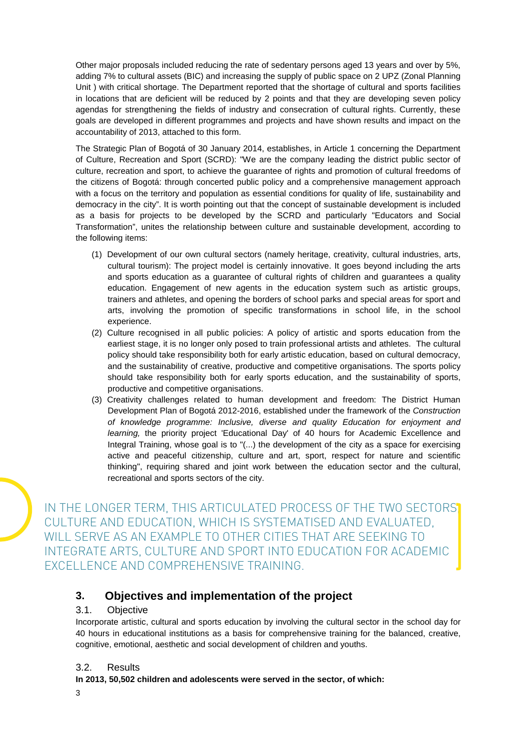Other major proposals included reducing the rate of sedentary persons aged 13 years and over by 5%, adding 7% to cultural assets (BIC) and increasing the supply of public space on 2 UPZ (Zonal Planning Unit ) with critical shortage. The Department reported that the shortage of cultural and sports facilities in locations that are deficient will be reduced by 2 points and that they are developing seven policy agendas for strengthening the fields of industry and consecration of cultural rights. Currently, these goals are developed in different programmes and projects and have shown results and impact on the accountability of 2013, attached to this form.

The Strategic Plan of Bogotá of 30 January 2014, establishes, in Article 1 concerning the Department of Culture, Recreation and Sport (SCRD): "We are the company leading the district public sector of culture, recreation and sport, to achieve the guarantee of rights and promotion of cultural freedoms of the citizens of Bogotá: through concerted public policy and a comprehensive management approach with a focus on the territory and population as essential conditions for quality of life, sustainability and democracy in the city". It is worth pointing out that the concept of sustainable development is included as a basis for projects to be developed by the SCRD and particularly "Educators and Social Transformation", unites the relationship between culture and sustainable development, according to the following items:

(1) Development of our own cultural sectors (namely heritage, creativity, cultural industries, arts, cultural tourism): The project model is certainly innovative. It goes beyond including the arts and sports education as a guarantee of cultural rights of children and guarantees a quality education. Engagement of new agents in the education system such as artistic groups, trainers and athletes, and opening the borders of school parks and special areas for sport and arts, involving the promotion of specific transformations in school life, in the school experience.

(2) Culture recognised in all public policies: A policy of artistic and sports education from the earliest stage, it is no longer only posed to train professional artists and athletes. The cultural policy should take responsibility both for early artistic education, based on cultural democracy, and the sustainability of creative, productive and competitive organisations. The sports policy should take responsibility both for early sports education, and the sustainability of sports, productive and competitive organisations.

(3) Creativity challenges related to human development and freedom: The District Human Development Plan of Bogotá 2012-2016, established under the framework of the *Construction of knowledge programme: Inclusive, diverse and quality Education for enjoyment and learning,* the priority project 'Educational Day' of 40 hours for Academic Excellence and Integral Training, whose goal is to "(...) the development of the city as a space for exercising active and peaceful citizenship, culture and art, sport, respect for nature and scientific thinking", requiring shared and joint work between the education sector and the cultural, recreational and sports sectors of the city.

IN THE LONGER TERM, THIS ARTICULATED PROCESS OF THE TWO SECTORS CULTURE AND EDUCATION, WHICH IS SYSTEMATISED AND EVALUATED, WILL SERVE AS AN EXAMPLE TO OTHER CITIES THAT ARE SEEKING TO INTEGRATE ARTS, CULTURE AND SPORT INTO EDUCATION FOR ACADEMIC EXCELLENCE AND COMPREHENSIVE TRAINING.

## 3. Objectives and implementation of the project

### 3.1. Objective

Incorporate artistic, cultural and sports education by involving the cultural sector in the school day for 40 hours in educational institutions as a basis for comprehensive training for the balanced, creative, cognitive, emotional, aesthetic and social development of children and youths.

### 3.2. Results

**In 2013, 50,502 children and adolescents were served in the sector, of which:**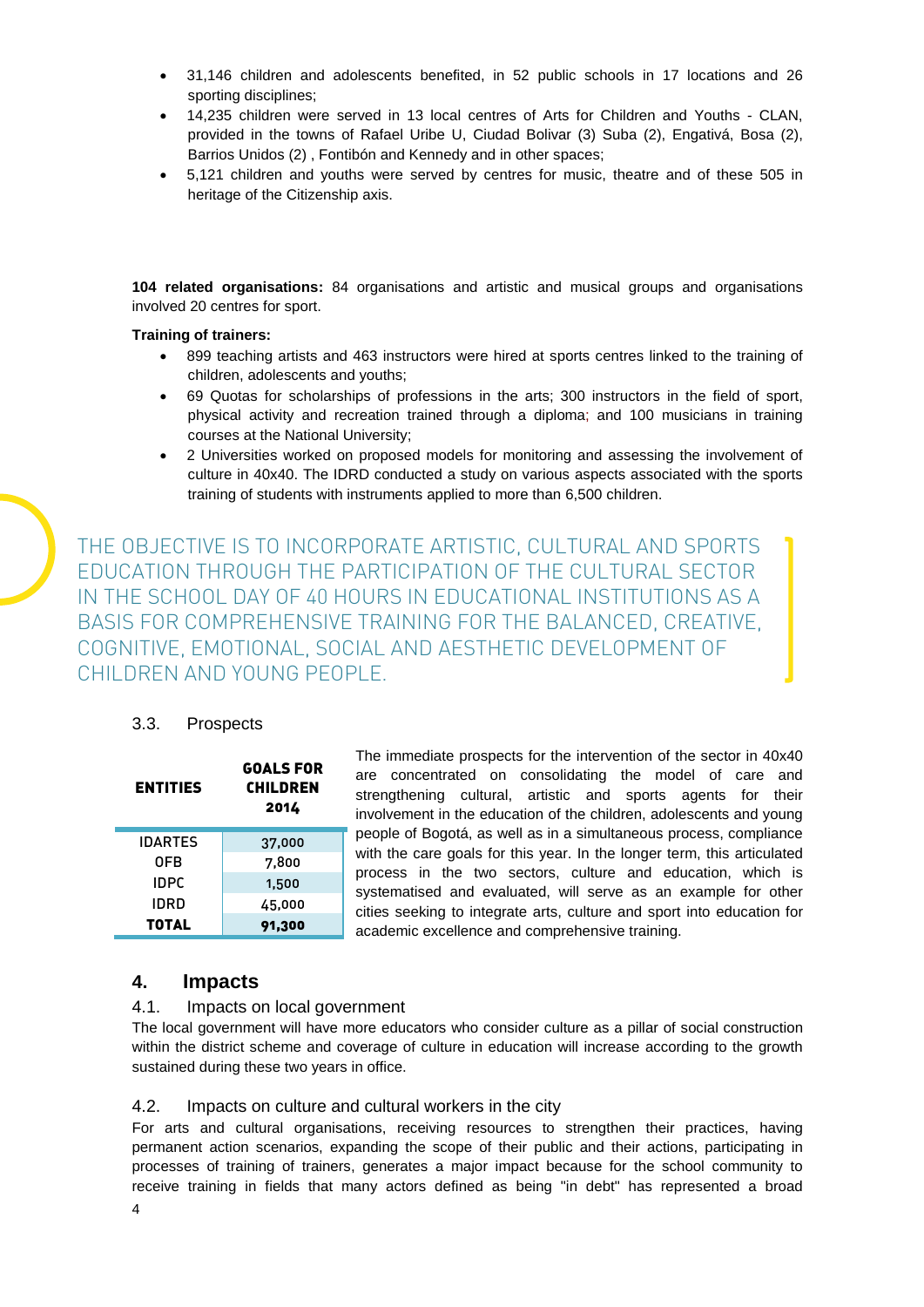- 31,146 children and adolescents benefited, in 52 public schools in 17 locations and 26 sporting disciplines;
- 14,235 children were served in 13 local centres of Arts for Children and Youths - CLAN, provided in the towns of Rafael Uribe U, Ciudad Bolivar (3) Suba (2), Engativá, Bosa (2), Barrios Unidos (2) , Fontibón and Kennedy and in other spaces;
- 5,121 children and youths were served by centres for music, theatre and of these 505 in heritage of the Citizenship axis.

**104 related organisations:** 84 organisations and artistic and musical groups and organisations involved 20 centres for sport.

**Training of trainers:**

- 899 teaching artists and 463 instructors were hired at sports centres linked to the training of children, adolescents and youths;
- 69 Quotas for scholarships of professions in the arts; 300 instructors in the field of sport, physical activity and recreation trained through a diploma; and 100 musicians in training courses at the National University;
- 2 Universities worked on proposed models for monitoring and assessing the involvement of culture in 40x40. The IDRD conducted a study on various aspects associated with the sports training of students with instruments applied to more than 6,500 children.

THE OBJECTIVE IS TO INCORPORATE ARTISTIC, CULTURAL AND SPORTS EDUCATION THROUGH THE PARTICIPATION OF THE CULTURAL SECTOR IN THE SCHOOL DAY OF 40 HOURS IN EDUCATIONAL INSTITUTIONS AS A BASIS FOR COMPREHENSIVE TRAINING FOR THE BALANCED, CREATIVE, COGNITIVE, EMOTIONAL, SOCIAL AND AESTHETIC DEVELOPMENT OF CHILDREN AND YOUNG PEOPLE.

### 3.3. Prospects

| ENTITIES | GOALS FOR CHILDREN 2014 |
|---|---|
| IDARTES | 37,000 |
| OFB | 7,800 |
| IDPC | 1,500 |
| IDRD | 45,000 |
| **TOTAL** | **91,300** |

The immediate prospects for the intervention of the sector in 40x40 are concentrated on consolidating the model of care and strengthening cultural, artistic and sports agents for their involvement in the education of the children, adolescents and young people of Bogotá, as well as in a simultaneous process, compliance with the care goals for this year. In the longer term, this articulated process in the two sectors, culture and education, which is systematised and evaluated, will serve as an example for other cities seeking to integrate arts, culture and sport into education for academic excellence and comprehensive training.

## 4. Impacts

### 4.1. Impacts on local government

The local government will have more educators who consider culture as a pillar of social construction within the district scheme and coverage of culture in education will increase according to the growth sustained during these two years in office.

### 4.2. Impacts on culture and cultural workers in the city

For arts and cultural organisations, receiving resources to strengthen their practices, having permanent action scenarios, expanding the scope of their public and their actions, participating in processes of training of trainers, generates a major impact because for the school community to receive training in fields that many actors defined as being "in debt" has represented a broad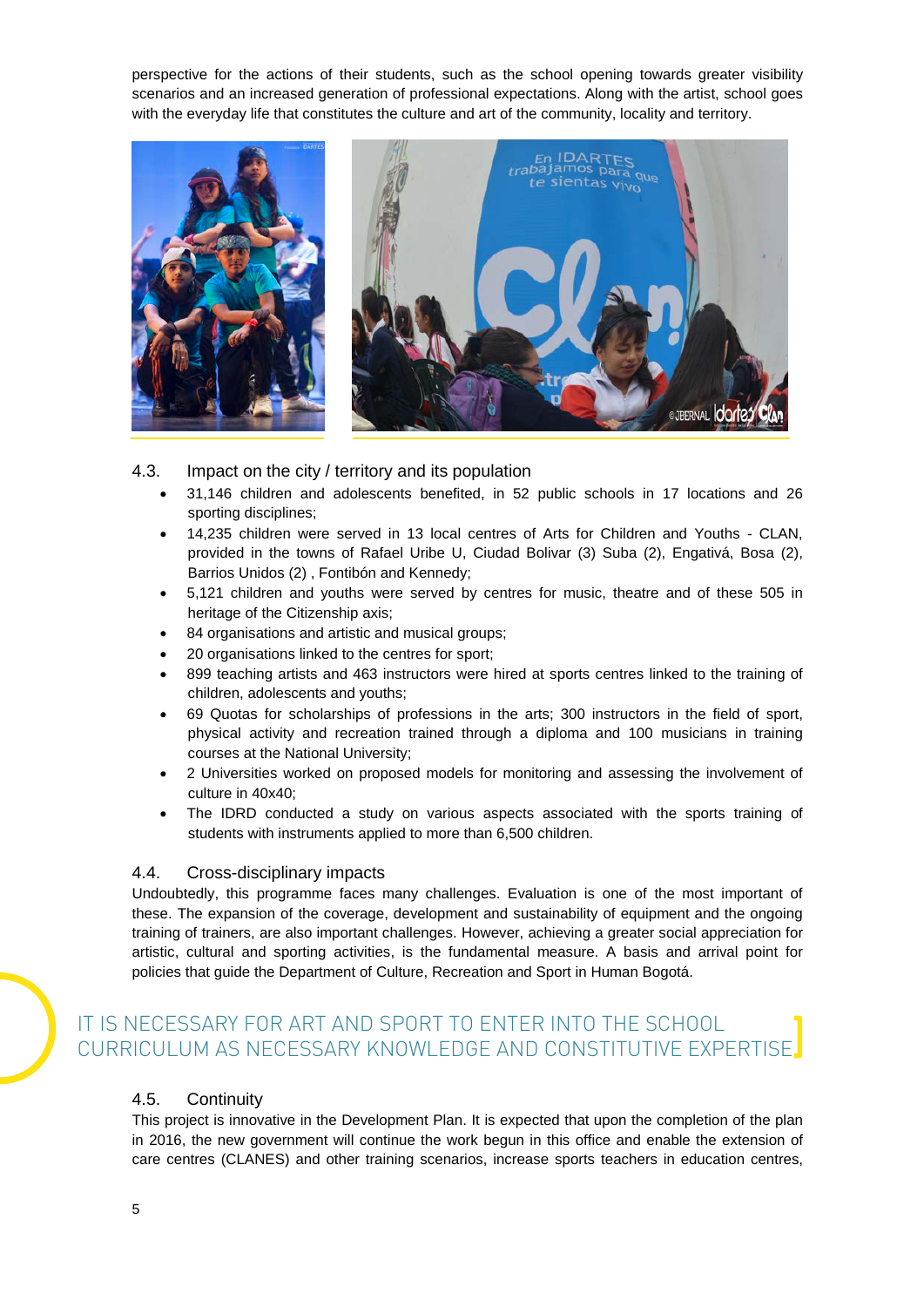perspective for the actions of their students, such as the school opening towards greater visibility scenarios and an increased generation of professional expectations. Along with the artist, school goes with the everyday life that constitutes the culture and art of the community, locality and territory.

### 4.3. Impact on the city / territory and its population

- 31,146 children and adolescents benefited, in 52 public schools in 17 locations and 26 sporting disciplines;
- 14,235 children were served in 13 local centres of Arts for Children and Youths - CLAN, provided in the towns of Rafael Uribe U, Ciudad Bolivar (3) Suba (2), Engativá, Bosa (2), Barrios Unidos (2) , Fontibón and Kennedy;
- 5,121 children and youths were served by centres for music, theatre and of these 505 in heritage of the Citizenship axis;
- 84 organisations and artistic and musical groups;
- 20 organisations linked to the centres for sport;
- 899 teaching artists and 463 instructors were hired at sports centres linked to the training of children, adolescents and youths;
- 69 Quotas for scholarships of professions in the arts; 300 instructors in the field of sport, physical activity and recreation trained through a diploma and 100 musicians in training courses at the National University;
- 2 Universities worked on proposed models for monitoring and assessing the involvement of culture in 40x40;
- The IDRD conducted a study on various aspects associated with the sports training of students with instruments applied to more than 6,500 children.

### 4.4. Cross-disciplinary impacts

Undoubtedly, this programme faces many challenges. Evaluation is one of the most important of these. The expansion of the coverage, development and sustainability of equipment and the ongoing training of trainers, are also important challenges. However, achieving a greater social appreciation for artistic, cultural and sporting activities, is the fundamental measure. A basis and arrival point for policies that guide the Department of Culture, Recreation and Sport in Human Bogotá.

IT IS NECESSARY FOR ART AND SPORT TO ENTER INTO THE SCHOOL CURRICULUM AS NECESSARY KNOWLEDGE AND CONSTITUTIVE EXPERTISE

### 4.5. Continuity

This project is innovative in the Development Plan. It is expected that upon the completion of the plan in 2016, the new government will continue the work begun in this office and enable the extension of care centres (CLANES) and other training scenarios, increase sports teachers in education centres,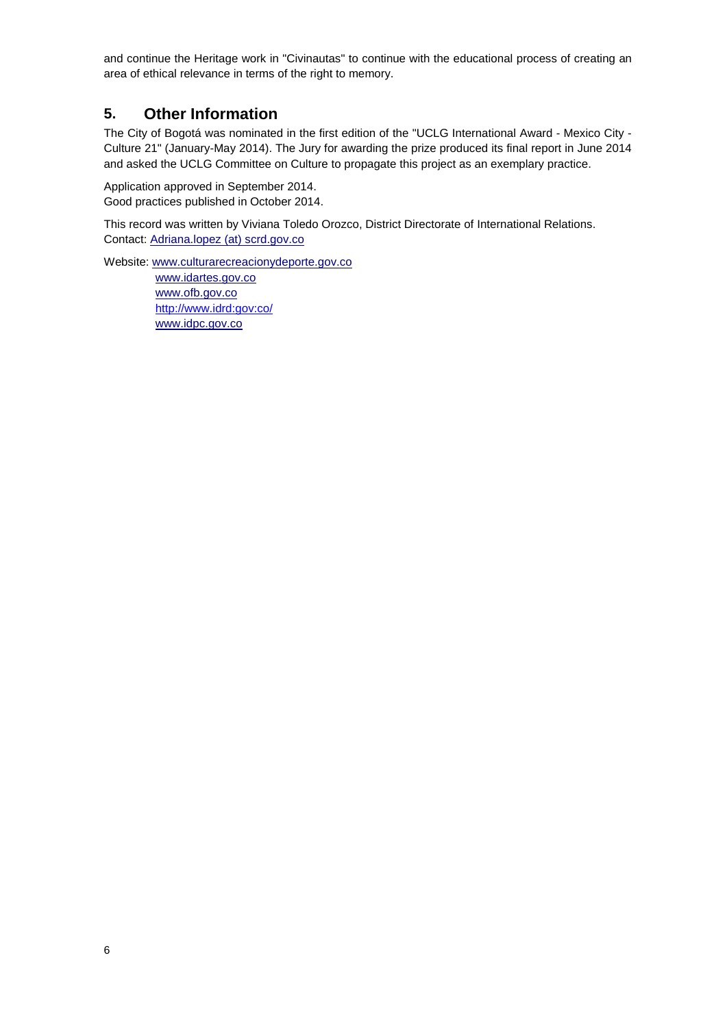and continue the Heritage work in "Civinautas" to continue with the educational process of creating an area of ethical relevance in terms of the right to memory.

## 5. Other Information

The City of Bogotá was nominated in the first edition of the "UCLG International Award - Mexico City - Culture 21" (January-May 2014). The Jury for awarding the prize produced its final report in June 2014 and asked the UCLG Committee on Culture to propagate this project as an exemplary practice.

Application approved in September 2014.
Good practices published in October 2014.

This record was written by Viviana Toledo Orozco, District Directorate of International Relations.
Contact: Adriana.lopez (at) scrd.gov.co

Website: www.culturarecreacionydeporte.gov.co
www.idartes.gov.co
www.ofb.gov.co
http://www.idrd:gov:co/
www.idpc.gov.co